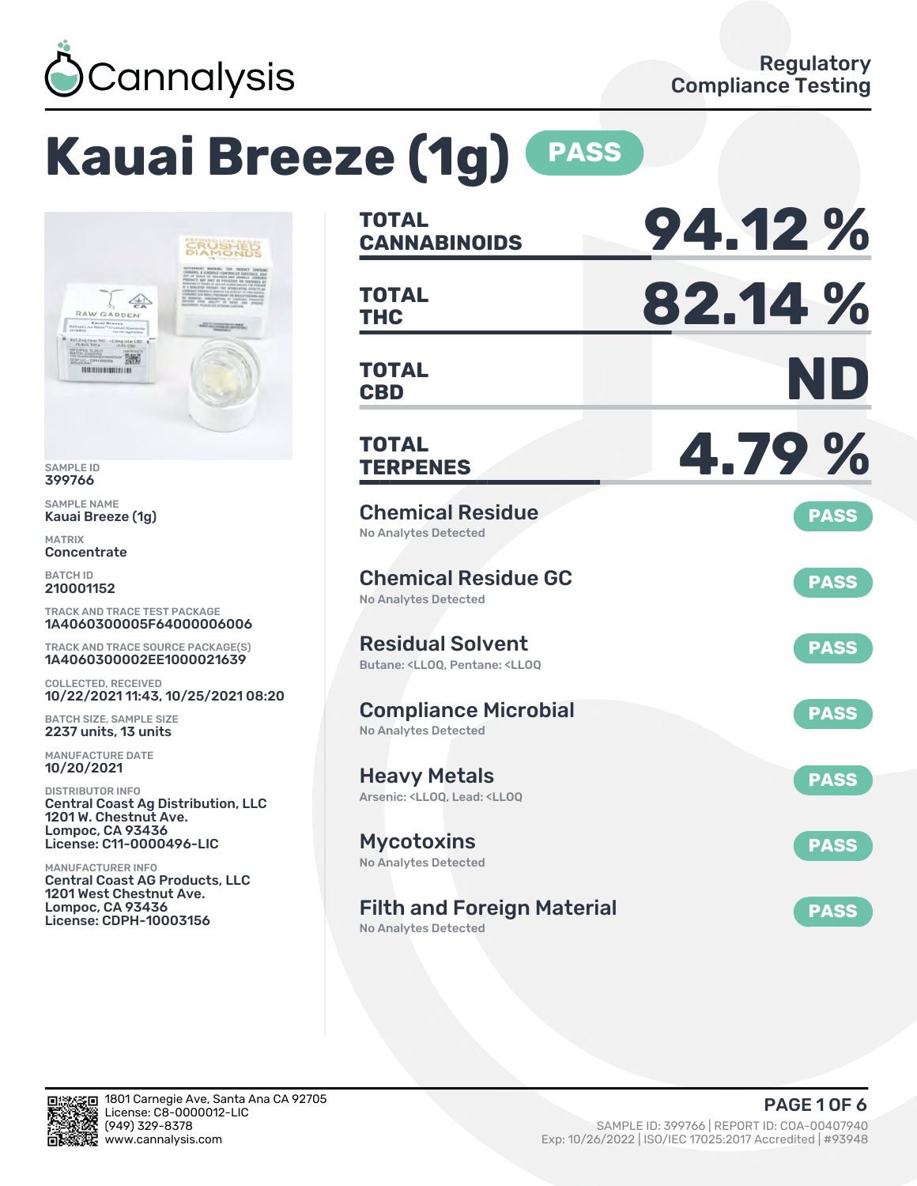Cannalysis

Regulatory Compliance Testing

# Kauai Breeze (1g) PASS

SAMPLE ID
399766

SAMPLE NAME
Kauai Breeze (1g)

MATRIX
Concentrate

BATCH ID
210001152

TRACK AND TRACE TEST PACKAGE
1A4060300005F64000006006

TRACK AND TRACE SOURCE PACKAGE(S)
1A4060300002EE1000021639

COLLECTED, RECEIVED
10/22/2021 11:43, 10/25/2021 08:20

BATCH SIZE, SAMPLE SIZE
2237 units, 13 units

MANUFACTURE DATE
10/20/2021

DISTRIBUTOR INFO
Central Coast Ag Distribution, LLC
1201 W. Chestnut Ave.
Lompoc, CA 93436
License: C11-0000496-LIC

MANUFACTURER INFO
Central Coast AG Products, LLC
1201 West Chestnut Ave.
Lompoc, CA 93436
License: CDPH-10003156

| | |
|---|---|
| **TOTAL CANNABINOIDS** | **94.12 %** |
| **TOTAL THC** | **82.14 %** |
| **TOTAL CBD** | **ND** |
| **TOTAL TERPENES** | **4.79 %** |

## Chemical Residue — PASS
No Analytes Detected

## Chemical Residue GC — PASS
No Analytes Detected

## Residual Solvent — PASS
Butane: <LLOQ, Pentane: <LLOQ

## Compliance Microbial — PASS
No Analytes Detected

## Heavy Metals — PASS
Arsenic: <LLOQ, Lead: <LLOQ

## Mycotoxins — PASS
No Analytes Detected

## Filth and Foreign Material — PASS
No Analytes Detected

1801 Carnegie Ave, Santa Ana CA 92705
License: C8-0000012-LIC
(949) 329-8378
www.cannalysis.com

SAMPLE ID: 399766 | REPORT ID: COA-00407940
Exp: 10/26/2022 | ISO/IEC 17025:2017 Accredited | #93948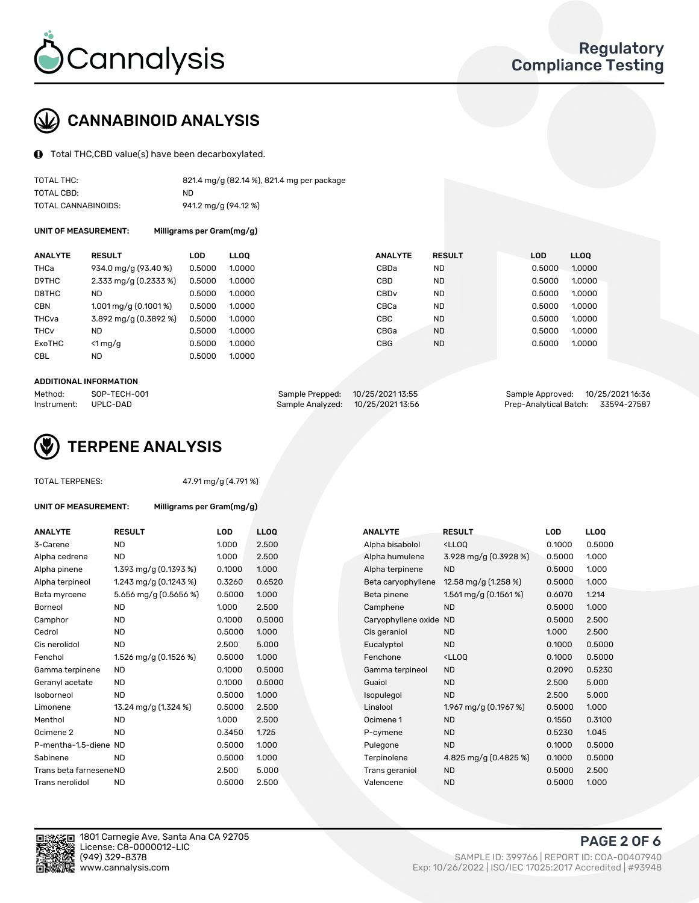## CANNABINOID ANALYSIS

Total THC,CBD value(s) have been decarboxylated.

| | |
|---|---|
| TOTAL THC: | 821.4 mg/g (82.14 %), 821.4 mg per package |
| TOTAL CBD: | ND |
| TOTAL CANNABINOIDS: | 941.2 mg/g (94.12 %) |

**UNIT OF MEASUREMENT:** Milligrams per Gram(mg/g)

| ANALYTE | RESULT | LOD | LLOQ | ANALYTE | RESULT | LOD | LLOQ |
|---|---|---|---|---|---|---|---|
| THCa | 934.0 mg/g (93.40 %) | 0.5000 | 1.0000 | CBDa | ND | 0.5000 | 1.0000 |
| D9THC | 2.333 mg/g (0.2333 %) | 0.5000 | 1.0000 | CBD | ND | 0.5000 | 1.0000 |
| D8THC | ND | 0.5000 | 1.0000 | CBDv | ND | 0.5000 | 1.0000 |
| CBN | 1.001 mg/g (0.1001 %) | 0.5000 | 1.0000 | CBCa | ND | 0.5000 | 1.0000 |
| THCva | 3.892 mg/g (0.3892 %) | 0.5000 | 1.0000 | CBC | ND | 0.5000 | 1.0000 |
| THCv | ND | 0.5000 | 1.0000 | CBGa | ND | 0.5000 | 1.0000 |
| ExoTHC | <1 mg/g | 0.5000 | 1.0000 | CBG | ND | 0.5000 | 1.0000 |
| CBL | ND | 0.5000 | 1.0000 | | | | |

**ADDITIONAL INFORMATION**

| | | | | | |
|---|---|---|---|---|---|
| Method: | SOP-TECH-001 | Sample Prepped: | 10/25/2021 13:55 | Sample Approved: | 10/25/2021 16:36 |
| Instrument: | UPLC-DAD | Sample Analyzed: | 10/25/2021 13:56 | Prep-Analytical Batch: | 33594-27587 |

## TERPENE ANALYSIS

TOTAL TERPENES: 47.91 mg/g (4.791 %)

**UNIT OF MEASUREMENT:** Milligrams per Gram(mg/g)

| ANALYTE | RESULT | LOD | LLOQ | ANALYTE | RESULT | LOD | LLOQ |
|---|---|---|---|---|---|---|---|
| 3-Carene | ND | 1.000 | 2.500 | Alpha bisabolol | <LLOQ | 0.1000 | 0.5000 |
| Alpha cedrene | ND | 1.000 | 2.500 | Alpha humulene | 3.928 mg/g (0.3928 %) | 0.5000 | 1.000 |
| Alpha pinene | 1.393 mg/g (0.1393 %) | 0.1000 | 1.000 | Alpha terpinene | ND | 0.5000 | 1.000 |
| Alpha terpineol | 1.243 mg/g (0.1243 %) | 0.3260 | 0.6520 | Beta caryophyllene | 12.58 mg/g (1.258 %) | 0.5000 | 1.000 |
| Beta myrcene | 5.656 mg/g (0.5656 %) | 0.5000 | 1.000 | Beta pinene | 1.561 mg/g (0.1561 %) | 0.6070 | 1.214 |
| Borneol | ND | 1.000 | 2.500 | Camphene | ND | 0.5000 | 1.000 |
| Camphor | ND | 0.1000 | 0.5000 | Caryophyllene oxide | ND | 0.5000 | 2.500 |
| Cedrol | ND | 0.5000 | 1.000 | Cis geraniol | ND | 1.000 | 2.500 |
| Cis nerolidol | ND | 2.500 | 5.000 | Eucalyptol | ND | 0.1000 | 0.5000 |
| Fenchol | 1.526 mg/g (0.1526 %) | 0.5000 | 1.000 | Fenchone | <LLOQ | 0.1000 | 0.5000 |
| Gamma terpinene | ND | 0.1000 | 0.5000 | Gamma terpineol | ND | 0.2090 | 0.5230 |
| Geranyl acetate | ND | 0.1000 | 0.5000 | Guaiol | ND | 2.500 | 5.000 |
| Isoborneol | ND | 0.5000 | 1.000 | Isopulegol | ND | 2.500 | 5.000 |
| Limonene | 13.24 mg/g (1.324 %) | 0.5000 | 2.500 | Linalool | 1.967 mg/g (0.1967 %) | 0.5000 | 1.000 |
| Menthol | ND | 1.000 | 2.500 | Ocimene 1 | ND | 0.1550 | 0.3100 |
| Ocimene 2 | ND | 0.3450 | 1.725 | P-cymene | ND | 0.5230 | 1.045 |
| P-mentha-1,5-diene | ND | 0.5000 | 1.000 | Pulegone | ND | 0.1000 | 0.5000 |
| Sabinene | ND | 0.5000 | 1.000 | Terpinolene | 4.825 mg/g (0.4825 %) | 0.1000 | 0.5000 |
| Trans beta farnesene | ND | 2.500 | 5.000 | Trans geraniol | ND | 0.5000 | 2.500 |
| Trans nerolidol | ND | 0.5000 | 2.500 | Valencene | ND | 0.5000 | 1.000 |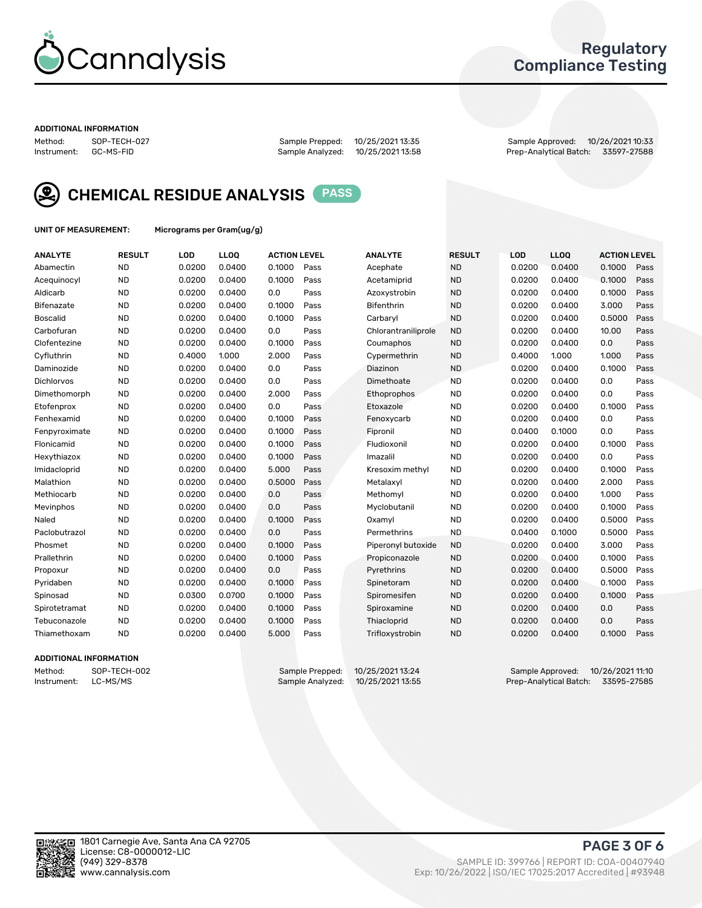# Cannalysis

## Regulatory Compliance Testing

**ADDITIONAL INFORMATION**

Method: SOP-TECH-027
Instrument: GC-MS-FID
Sample Prepped: 10/25/2021 13:35
Sample Analyzed: 10/25/2021 13:58
Sample Approved: 10/26/2021 10:33
Prep-Analytical Batch: 33597-27588

## CHEMICAL RESIDUE ANALYSIS PASS

**UNIT OF MEASUREMENT:** Micrograms per Gram(ug/g)

| ANALYTE | RESULT | LOD | LLOQ | ACTION LEVEL | | ANALYTE | RESULT | LOD | LLOQ | ACTION LEVEL | |
|---|---|---|---|---|---|---|---|---|---|---|---|
| Abamectin | ND | 0.0200 | 0.0400 | 0.1000 | Pass | Acephate | ND | 0.0200 | 0.0400 | 0.1000 | Pass |
| Acequinocyl | ND | 0.0200 | 0.0400 | 0.1000 | Pass | Acetamiprid | ND | 0.0200 | 0.0400 | 0.1000 | Pass |
| Aldicarb | ND | 0.0200 | 0.0400 | 0.0 | Pass | Azoxystrobin | ND | 0.0200 | 0.0400 | 0.1000 | Pass |
| Bifenazate | ND | 0.0200 | 0.0400 | 0.1000 | Pass | Bifenthrin | ND | 0.0200 | 0.0400 | 3.000 | Pass |
| Boscalid | ND | 0.0200 | 0.0400 | 0.1000 | Pass | Carbaryl | ND | 0.0200 | 0.0400 | 0.5000 | Pass |
| Carbofuran | ND | 0.0200 | 0.0400 | 0.0 | Pass | Chlorantraniliprole | ND | 0.0200 | 0.0400 | 10.00 | Pass |
| Clofentezine | ND | 0.0200 | 0.0400 | 0.1000 | Pass | Coumaphos | ND | 0.0200 | 0.0400 | 0.0 | Pass |
| Cyfluthrin | ND | 0.4000 | 1.000 | 2.000 | Pass | Cypermethrin | ND | 0.4000 | 1.000 | 1.000 | Pass |
| Daminozide | ND | 0.0200 | 0.0400 | 0.0 | Pass | Diazinon | ND | 0.0200 | 0.0400 | 0.1000 | Pass |
| Dichlorvos | ND | 0.0200 | 0.0400 | 0.0 | Pass | Dimethoate | ND | 0.0200 | 0.0400 | 0.0 | Pass |
| Dimethomorph | ND | 0.0200 | 0.0400 | 2.000 | Pass | Ethoprophos | ND | 0.0200 | 0.0400 | 0.0 | Pass |
| Etofenprox | ND | 0.0200 | 0.0400 | 0.0 | Pass | Etoxazole | ND | 0.0200 | 0.0400 | 0.1000 | Pass |
| Fenhexamid | ND | 0.0200 | 0.0400 | 0.1000 | Pass | Fenoxycarb | ND | 0.0200 | 0.0400 | 0.0 | Pass |
| Fenpyroximate | ND | 0.0200 | 0.0400 | 0.1000 | Pass | Fipronil | ND | 0.0400 | 0.1000 | 0.0 | Pass |
| Flonicamid | ND | 0.0200 | 0.0400 | 0.1000 | Pass | Fludioxonil | ND | 0.0200 | 0.0400 | 0.1000 | Pass |
| Hexythiazox | ND | 0.0200 | 0.0400 | 0.1000 | Pass | Imazalil | ND | 0.0200 | 0.0400 | 0.0 | Pass |
| Imidacloprid | ND | 0.0200 | 0.0400 | 5.000 | Pass | Kresoxim methyl | ND | 0.0200 | 0.0400 | 0.1000 | Pass |
| Malathion | ND | 0.0200 | 0.0400 | 0.5000 | Pass | Metalaxyl | ND | 0.0200 | 0.0400 | 2.000 | Pass |
| Methiocarb | ND | 0.0200 | 0.0400 | 0.0 | Pass | Methomyl | ND | 0.0200 | 0.0400 | 1.000 | Pass |
| Mevinphos | ND | 0.0200 | 0.0400 | 0.0 | Pass | Myclobutanil | ND | 0.0200 | 0.0400 | 0.1000 | Pass |
| Naled | ND | 0.0200 | 0.0400 | 0.1000 | Pass | Oxamyl | ND | 0.0200 | 0.0400 | 0.5000 | Pass |
| Paclobutrazol | ND | 0.0200 | 0.0400 | 0.0 | Pass | Permethrins | ND | 0.0400 | 0.1000 | 0.5000 | Pass |
| Phosmet | ND | 0.0200 | 0.0400 | 0.1000 | Pass | Piperonyl butoxide | ND | 0.0200 | 0.0400 | 3.000 | Pass |
| Prallethrin | ND | 0.0200 | 0.0400 | 0.1000 | Pass | Propiconazole | ND | 0.0200 | 0.0400 | 0.1000 | Pass |
| Propoxur | ND | 0.0200 | 0.0400 | 0.0 | Pass | Pyrethrins | ND | 0.0200 | 0.0400 | 0.5000 | Pass |
| Pyridaben | ND | 0.0200 | 0.0400 | 0.1000 | Pass | Spinetoram | ND | 0.0200 | 0.0400 | 0.1000 | Pass |
| Spinosad | ND | 0.0300 | 0.0700 | 0.1000 | Pass | Spiromesifen | ND | 0.0200 | 0.0400 | 0.1000 | Pass |
| Spirotetramat | ND | 0.0200 | 0.0400 | 0.1000 | Pass | Spiroxamine | ND | 0.0200 | 0.0400 | 0.0 | Pass |
| Tebuconazole | ND | 0.0200 | 0.0400 | 0.1000 | Pass | Thiacloprid | ND | 0.0200 | 0.0400 | 0.0 | Pass |
| Thiamethoxam | ND | 0.0200 | 0.0400 | 5.000 | Pass | Trifloxystrobin | ND | 0.0200 | 0.0400 | 0.1000 | Pass |

**ADDITIONAL INFORMATION**

Method: SOP-TECH-002
Instrument: LC-MS/MS
Sample Prepped: 10/25/2021 13:24
Sample Analyzed: 10/25/2021 13:55
Sample Approved: 10/26/2021 11:10
Prep-Analytical Batch: 33595-27585

1801 Carnegie Ave, Santa Ana CA 92705
License: C8-0000012-LIC
(949) 329-8378
www.cannalysis.com

SAMPLE ID: 399766 | REPORT ID: COA-00407940
Exp: 10/26/2022 | ISO/IEC 17025:2017 Accredited | #93948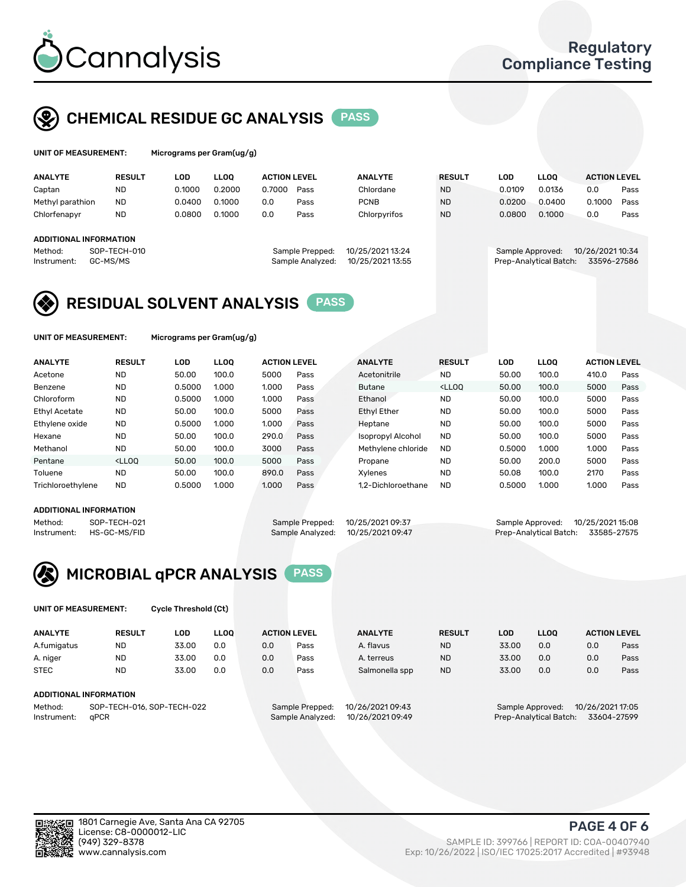Cannalysis

Regulatory Compliance Testing

## CHEMICAL RESIDUE GC ANALYSIS PASS

**UNIT OF MEASUREMENT:** Micrograms per Gram(ug/g)

| ANALYTE | RESULT | LOD | LLOQ | ACTION LEVEL | | ANALYTE | RESULT | LOD | LLOQ | ACTION LEVEL | |
|---|---|---|---|---|---|---|---|---|---|---|---|
| Captan | ND | 0.1000 | 0.2000 | 0.7000 | Pass | Chlordane | ND | 0.0109 | 0.0136 | 0.0 | Pass |
| Methyl parathion | ND | 0.0400 | 0.1000 | 0.0 | Pass | PCNB | ND | 0.0200 | 0.0400 | 0.1000 | Pass |
| Chlorfenapyr | ND | 0.0800 | 0.1000 | 0.0 | Pass | Chlorpyrifos | ND | 0.0800 | 0.1000 | 0.0 | Pass |

**ADDITIONAL INFORMATION**

Method: SOP-TECH-010
Instrument: GC-MS/MS

Sample Prepped: 10/25/2021 13:24
Sample Analyzed: 10/25/2021 13:55

Sample Approved: 10/26/2021 10:34
Prep-Analytical Batch: 33596-27586

## RESIDUAL SOLVENT ANALYSIS PASS

**UNIT OF MEASUREMENT:** Micrograms per Gram(ug/g)

| ANALYTE | RESULT | LOD | LLOQ | ACTION LEVEL | | ANALYTE | RESULT | LOD | LLOQ | ACTION LEVEL | |
|---|---|---|---|---|---|---|---|---|---|---|---|
| Acetone | ND | 50.00 | 100.0 | 5000 | Pass | Acetonitrile | ND | 50.00 | 100.0 | 410.0 | Pass |
| Benzene | ND | 0.5000 | 1.000 | 1.000 | Pass | Butane | <LLOQ | 50.00 | 100.0 | 5000 | Pass |
| Chloroform | ND | 0.5000 | 1.000 | 1.000 | Pass | Ethanol | ND | 50.00 | 100.0 | 5000 | Pass |
| Ethyl Acetate | ND | 50.00 | 100.0 | 5000 | Pass | Ethyl Ether | ND | 50.00 | 100.0 | 5000 | Pass |
| Ethylene oxide | ND | 0.5000 | 1.000 | 1.000 | Pass | Heptane | ND | 50.00 | 100.0 | 5000 | Pass |
| Hexane | ND | 50.00 | 100.0 | 290.0 | Pass | Isopropyl Alcohol | ND | 50.00 | 100.0 | 5000 | Pass |
| Methanol | ND | 50.00 | 100.0 | 3000 | Pass | Methylene chloride | ND | 0.5000 | 1.000 | 1.000 | Pass |
| Pentane | <LLOQ | 50.00 | 100.0 | 5000 | Pass | Propane | ND | 50.00 | 200.0 | 5000 | Pass |
| Toluene | ND | 50.00 | 100.0 | 890.0 | Pass | Xylenes | ND | 50.08 | 100.0 | 2170 | Pass |
| Trichloroethylene | ND | 0.5000 | 1.000 | 1.000 | Pass | 1,2-Dichloroethane | ND | 0.5000 | 1.000 | 1.000 | Pass |

**ADDITIONAL INFORMATION**

Method: SOP-TECH-021
Instrument: HS-GC-MS/FID

Sample Prepped: 10/25/2021 09:37
Sample Analyzed: 10/25/2021 09:47

Sample Approved: 10/25/2021 15:08
Prep-Analytical Batch: 33585-27575

## MICROBIAL qPCR ANALYSIS PASS

**UNIT OF MEASUREMENT:** Cycle Threshold (Ct)

| ANALYTE | RESULT | LOD | LLOQ | ACTION LEVEL | | ANALYTE | RESULT | LOD | LLOQ | ACTION LEVEL | |
|---|---|---|---|---|---|---|---|---|---|---|---|
| A.fumigatus | ND | 33.00 | 0.0 | 0.0 | Pass | A. flavus | ND | 33.00 | 0.0 | 0.0 | Pass |
| A. niger | ND | 33.00 | 0.0 | 0.0 | Pass | A. terreus | ND | 33.00 | 0.0 | 0.0 | Pass |
| STEC | ND | 33.00 | 0.0 | 0.0 | Pass | Salmonella spp | ND | 33.00 | 0.0 | 0.0 | Pass |

**ADDITIONAL INFORMATION**

Method: SOP-TECH-016, SOP-TECH-022
Instrument: qPCR

Sample Prepped: 10/26/2021 09:43
Sample Analyzed: 10/26/2021 09:49

Sample Approved: 10/26/2021 17:05
Prep-Analytical Batch: 33604-27599

1801 Carnegie Ave, Santa Ana CA 92705
License: C8-0000012-LIC
(949) 329-8378
www.cannalysis.com

SAMPLE ID: 399766 | REPORT ID: COA-00407940
Exp: 10/26/2022 | ISO/IEC 17025:2017 Accredited | #93948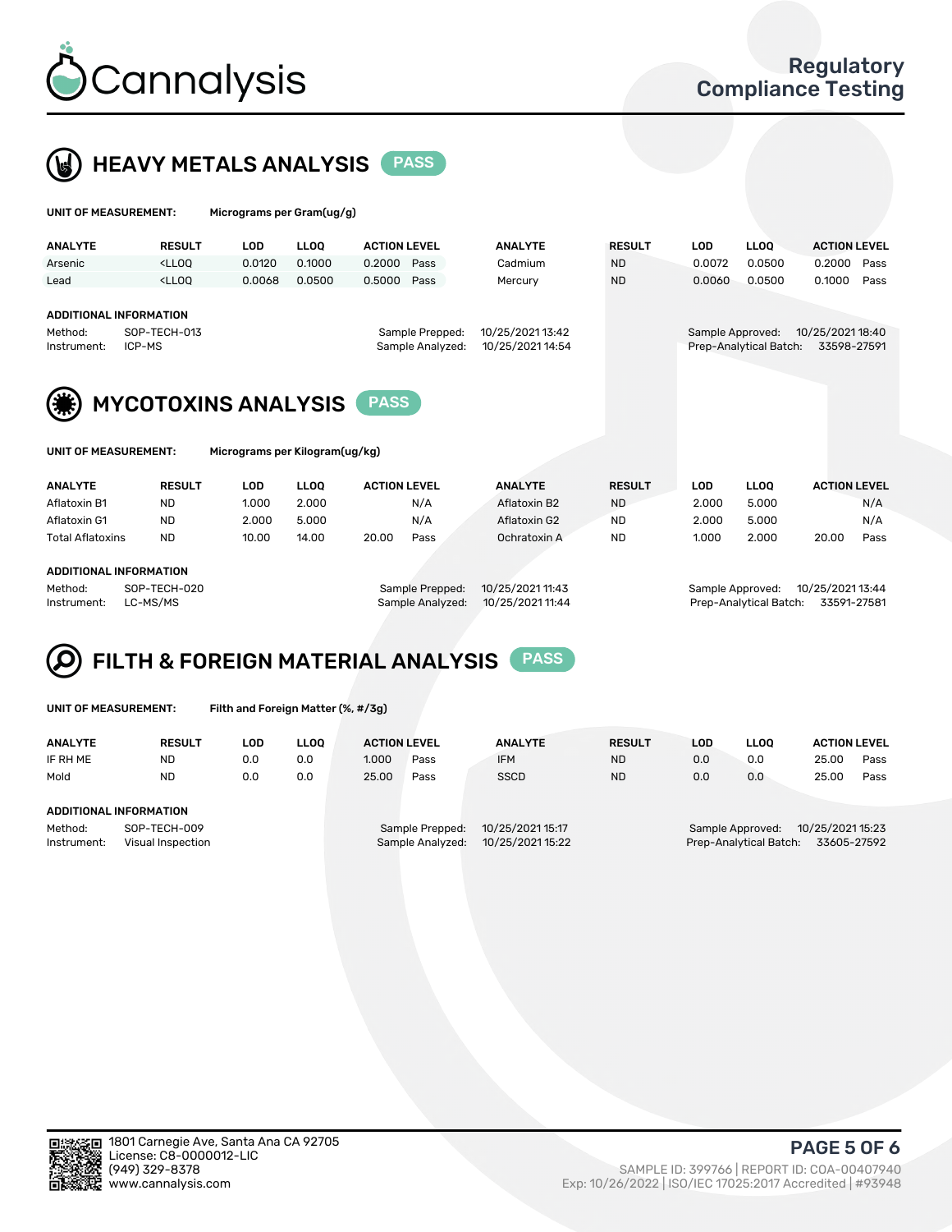# Cannalysis

Regulatory Compliance Testing

## HEAVY METALS ANALYSIS PASS

**UNIT OF MEASUREMENT:** Micrograms per Gram(ug/g)

| ANALYTE | RESULT | LOD | LLOQ | ACTION LEVEL | | ANALYTE | RESULT | LOD | LLOQ | ACTION LEVEL | |
|---|---|---|---|---|---|---|---|---|---|---|---|
| Arsenic | <LLOQ | 0.0120 | 0.1000 | 0.2000 | Pass | Cadmium | ND | 0.0072 | 0.0500 | 0.2000 | Pass |
| Lead | <LLOQ | 0.0068 | 0.0500 | 0.5000 | Pass | Mercury | ND | 0.0060 | 0.0500 | 0.1000 | Pass |

**ADDITIONAL INFORMATION**

Method: SOP-TECH-013
Instrument: ICP-MS
Sample Prepped: 10/25/2021 13:42
Sample Analyzed: 10/25/2021 14:54
Sample Approved: 10/25/2021 18:40
Prep-Analytical Batch: 33598-27591

## MYCOTOXINS ANALYSIS PASS

**UNIT OF MEASUREMENT:** Micrograms per Kilogram(ug/kg)

| ANALYTE | RESULT | LOD | LLOQ | ACTION LEVEL | | ANALYTE | RESULT | LOD | LLOQ | ACTION LEVEL | |
|---|---|---|---|---|---|---|---|---|---|---|---|
| Aflatoxin B1 | ND | 1.000 | 2.000 | | N/A | Aflatoxin B2 | ND | 2.000 | 5.000 | | N/A |
| Aflatoxin G1 | ND | 2.000 | 5.000 | | N/A | Aflatoxin G2 | ND | 2.000 | 5.000 | | N/A |
| Total Aflatoxins | ND | 10.00 | 14.00 | 20.00 | Pass | Ochratoxin A | ND | 1.000 | 2.000 | 20.00 | Pass |

**ADDITIONAL INFORMATION**

Method: SOP-TECH-020
Instrument: LC-MS/MS
Sample Prepped: 10/25/2021 11:43
Sample Analyzed: 10/25/2021 11:44
Sample Approved: 10/25/2021 13:44
Prep-Analytical Batch: 33591-27581

## FILTH & FOREIGN MATERIAL ANALYSIS PASS

**UNIT OF MEASUREMENT:** Filth and Foreign Matter (%, #/3g)

| ANALYTE | RESULT | LOD | LLOQ | ACTION LEVEL | | ANALYTE | RESULT | LOD | LLOQ | ACTION LEVEL | |
|---|---|---|---|---|---|---|---|---|---|---|---|
| IF RH ME | ND | 0.0 | 0.0 | 1.000 | Pass | IFM | ND | 0.0 | 0.0 | 25.00 | Pass |
| Mold | ND | 0.0 | 0.0 | 25.00 | Pass | SSCD | ND | 0.0 | 0.0 | 25.00 | Pass |

**ADDITIONAL INFORMATION**

Method: SOP-TECH-009
Instrument: Visual Inspection
Sample Prepped: 10/25/2021 15:17
Sample Analyzed: 10/25/2021 15:22
Sample Approved: 10/25/2021 15:23
Prep-Analytical Batch: 33605-27592

1801 Carnegie Ave, Santa Ana CA 92705
License: C8-0000012-LIC
(949) 329-8378
www.cannalysis.com

SAMPLE ID: 399766 | REPORT ID: COA-00407940
Exp: 10/26/2022 | ISO/IEC 17025:2017 Accredited | #93948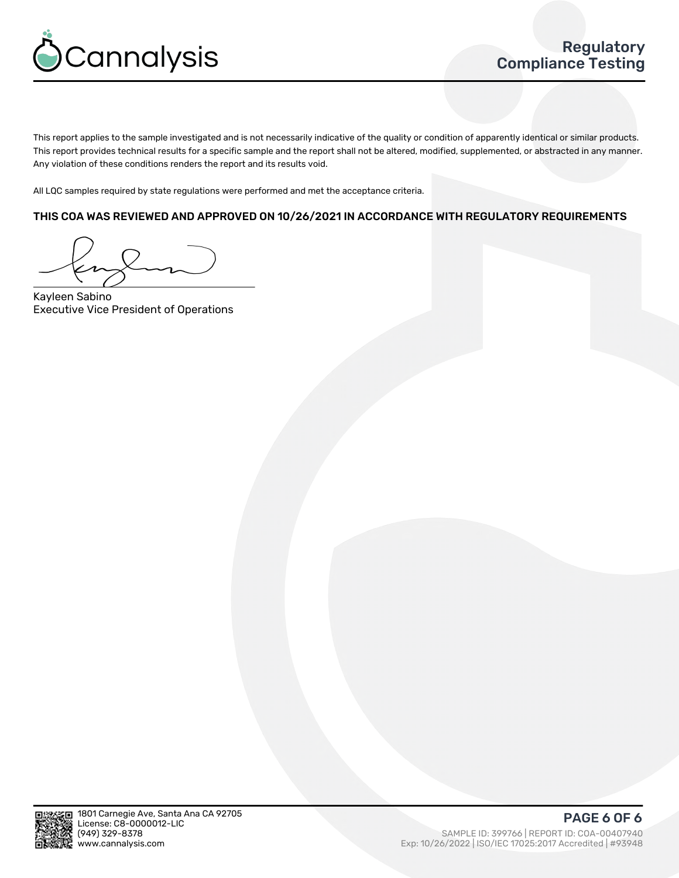This report applies to the sample investigated and is not necessarily indicative of the quality or condition of apparently identical or similar products. This report provides technical results for a specific sample and the report shall not be altered, modified, supplemented, or abstracted in any manner. Any violation of these conditions renders the report and its results void.

All LQC samples required by state regulations were performed and met the acceptance criteria.

**THIS COA WAS REVIEWED AND APPROVED ON 10/26/2021 IN ACCORDANCE WITH REGULATORY REQUIREMENTS**

Kayleen Sabino
Executive Vice President of Operations

1801 Carnegie Ave, Santa Ana CA 92705
License: C8-0000012-LIC
(949) 329-8378
www.cannalysis.com

SAMPLE ID: 399766 | REPORT ID: COA-00407940
Exp: 10/26/2022 | ISO/IEC 17025:2017 Accredited | #93948